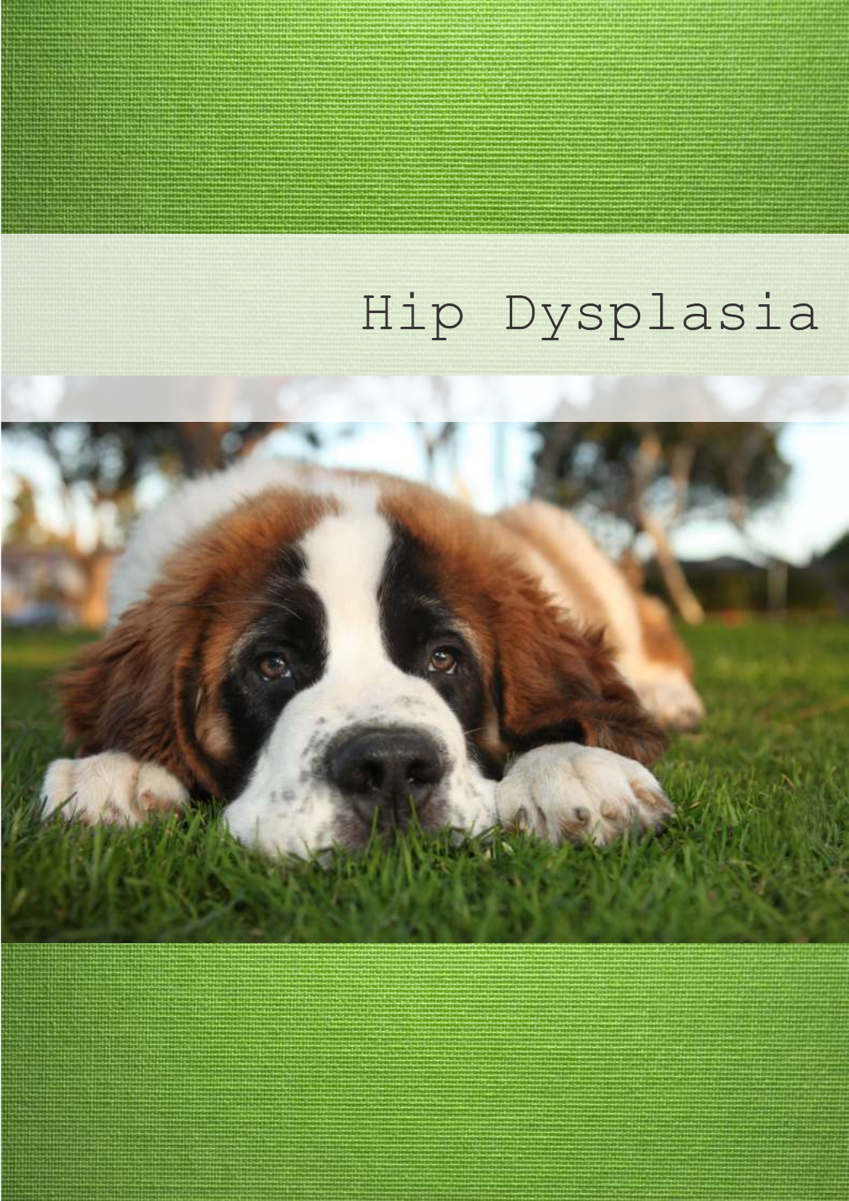# Hip Dysplasia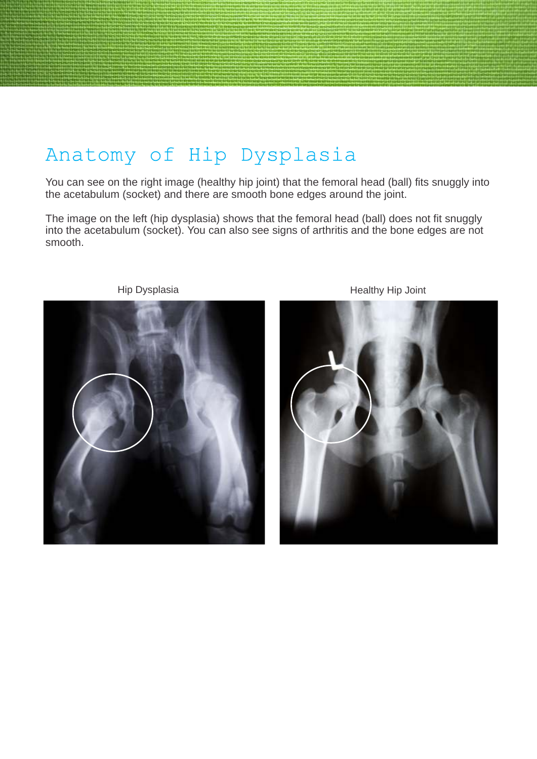# Anatomy of Hip Dysplasia

You can see on the right image (healthy hip joint) that the femoral head (ball) fits snuggly into the acetabulum (socket) and there are smooth bone edges around the joint.

The image on the left (hip dysplasia) shows that the femoral head (ball) does not fit snuggly into the acetabulum (socket). You can also see signs of arthritis and the bone edges are not smooth.

Hip Dysplasia

Healthy Hip Joint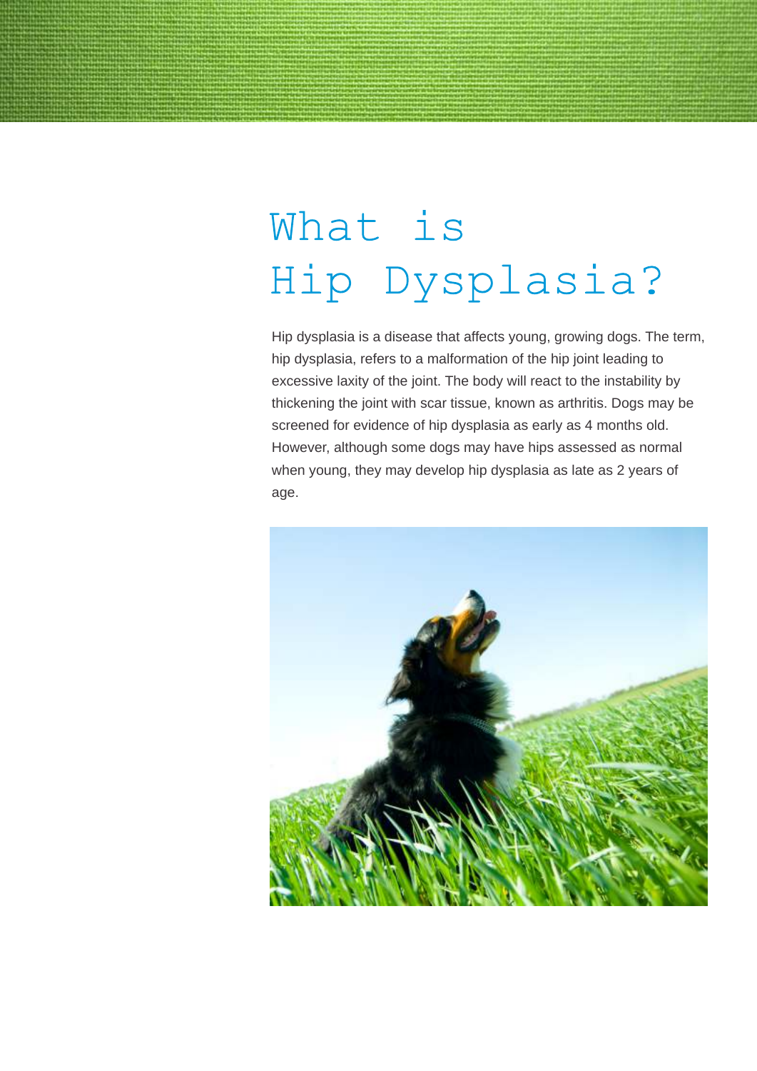# What is Hip Dysplasia?

Hip dysplasia is a disease that affects young, growing dogs. The term, hip dysplasia, refers to a malformation of the hip joint leading to excessive laxity of the joint. The body will react to the instability by thickening the joint with scar tissue, known as arthritis. Dogs may be screened for evidence of hip dysplasia as early as 4 months old. However, although some dogs may have hips assessed as normal when young, they may develop hip dysplasia as late as 2 years of age.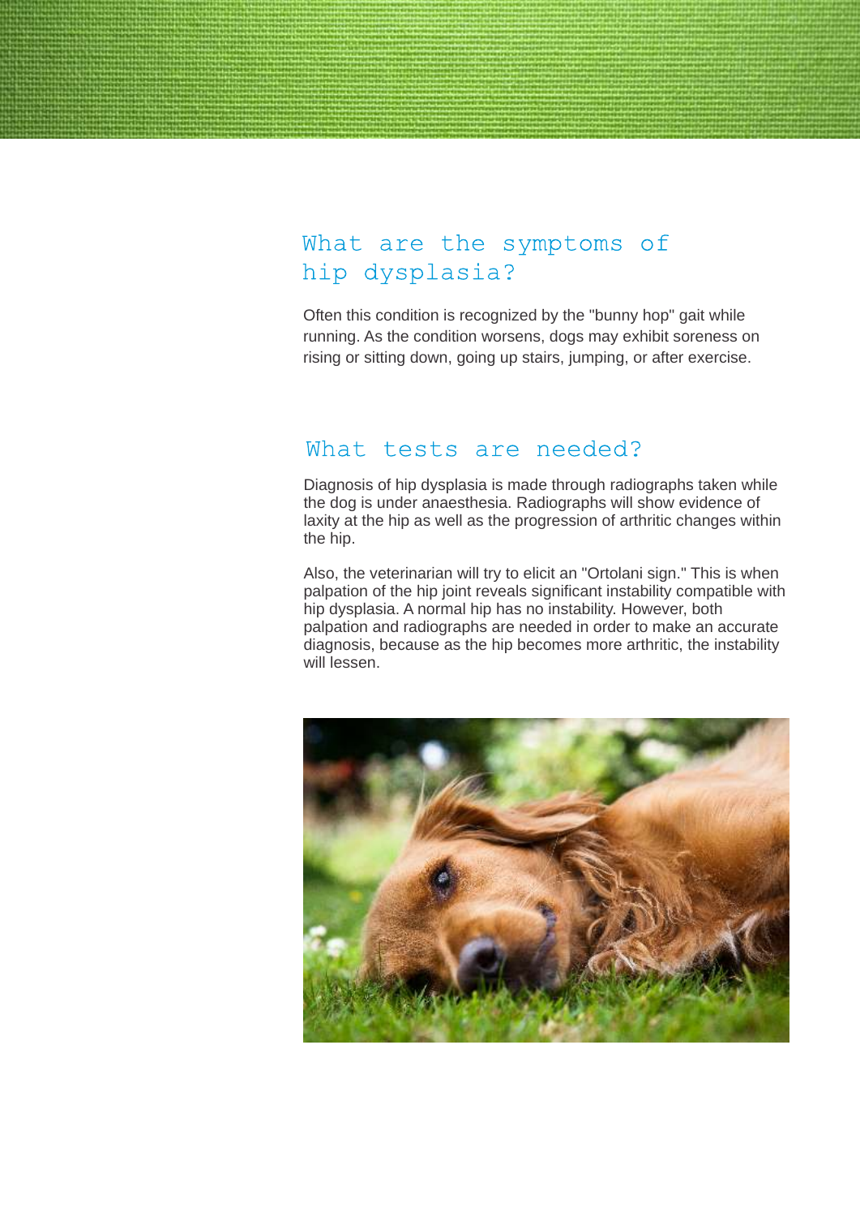## What are the symptoms of hip dysplasia?

Often this condition is recognized by the "bunny hop" gait while running. As the condition worsens, dogs may exhibit soreness on rising or sitting down, going up stairs, jumping, or after exercise.

## What tests are needed?

Diagnosis of hip dysplasia is made through radiographs taken while the dog is under anaesthesia. Radiographs will show evidence of laxity at the hip as well as the progression of arthritic changes within the hip.

Also, the veterinarian will try to elicit an "Ortolani sign." This is when palpation of the hip joint reveals significant instability compatible with hip dysplasia. A normal hip has no instability. However, both palpation and radiographs are needed in order to make an accurate diagnosis, because as the hip becomes more arthritic, the instability will lessen.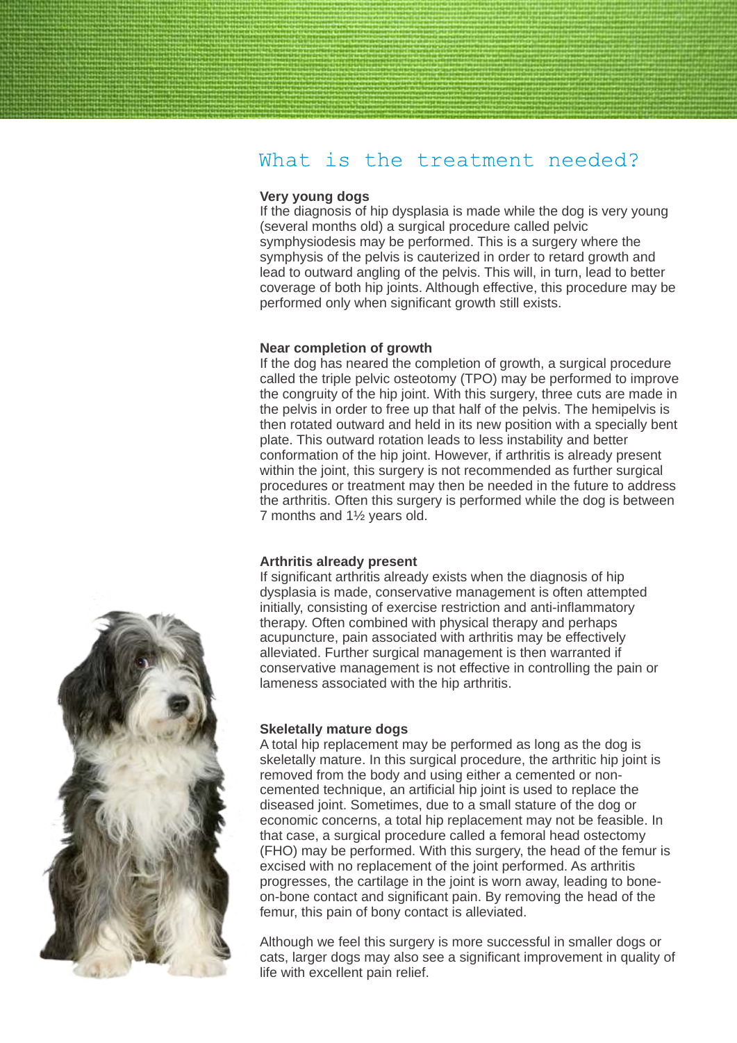# What is the treatment needed?

**Very young dogs**
If the diagnosis of hip dysplasia is made while the dog is very young (several months old) a surgical procedure called pelvic symphysiodesis may be performed. This is a surgery where the symphysis of the pelvis is cauterized in order to retard growth and lead to outward angling of the pelvis. This will, in turn, lead to better coverage of both hip joints. Although effective, this procedure may be performed only when significant growth still exists.

**Near completion of growth**
If the dog has neared the completion of growth, a surgical procedure called the triple pelvic osteotomy (TPO) may be performed to improve the congruity of the hip joint. With this surgery, three cuts are made in the pelvis in order to free up that half of the pelvis. The hemipelvis is then rotated outward and held in its new position with a specially bent plate. This outward rotation leads to less instability and better conformation of the hip joint. However, if arthritis is already present within the joint, this surgery is not recommended as further surgical procedures or treatment may then be needed in the future to address the arthritis. Often this surgery is performed while the dog is between 7 months and 1½ years old.

**Arthritis already present**
If significant arthritis already exists when the diagnosis of hip dysplasia is made, conservative management is often attempted initially, consisting of exercise restriction and anti-inflammatory therapy. Often combined with physical therapy and perhaps acupuncture, pain associated with arthritis may be effectively alleviated. Further surgical management is then warranted if conservative management is not effective in controlling the pain or lameness associated with the hip arthritis.

**Skeletally mature dogs**
A total hip replacement may be performed as long as the dog is skeletally mature. In this surgical procedure, the arthritic hip joint is removed from the body and using either a cemented or non-cemented technique, an artificial hip joint is used to replace the diseased joint. Sometimes, due to a small stature of the dog or economic concerns, a total hip replacement may not be feasible. In that case, a surgical procedure called a femoral head ostectomy (FHO) may be performed. With this surgery, the head of the femur is excised with no replacement of the joint performed. As arthritis progresses, the cartilage in the joint is worn away, leading to bone-on-bone contact and significant pain. By removing the head of the femur, this pain of bony contact is alleviated.

Although we feel this surgery is more successful in smaller dogs or cats, larger dogs may also see a significant improvement in quality of life with excellent pain relief.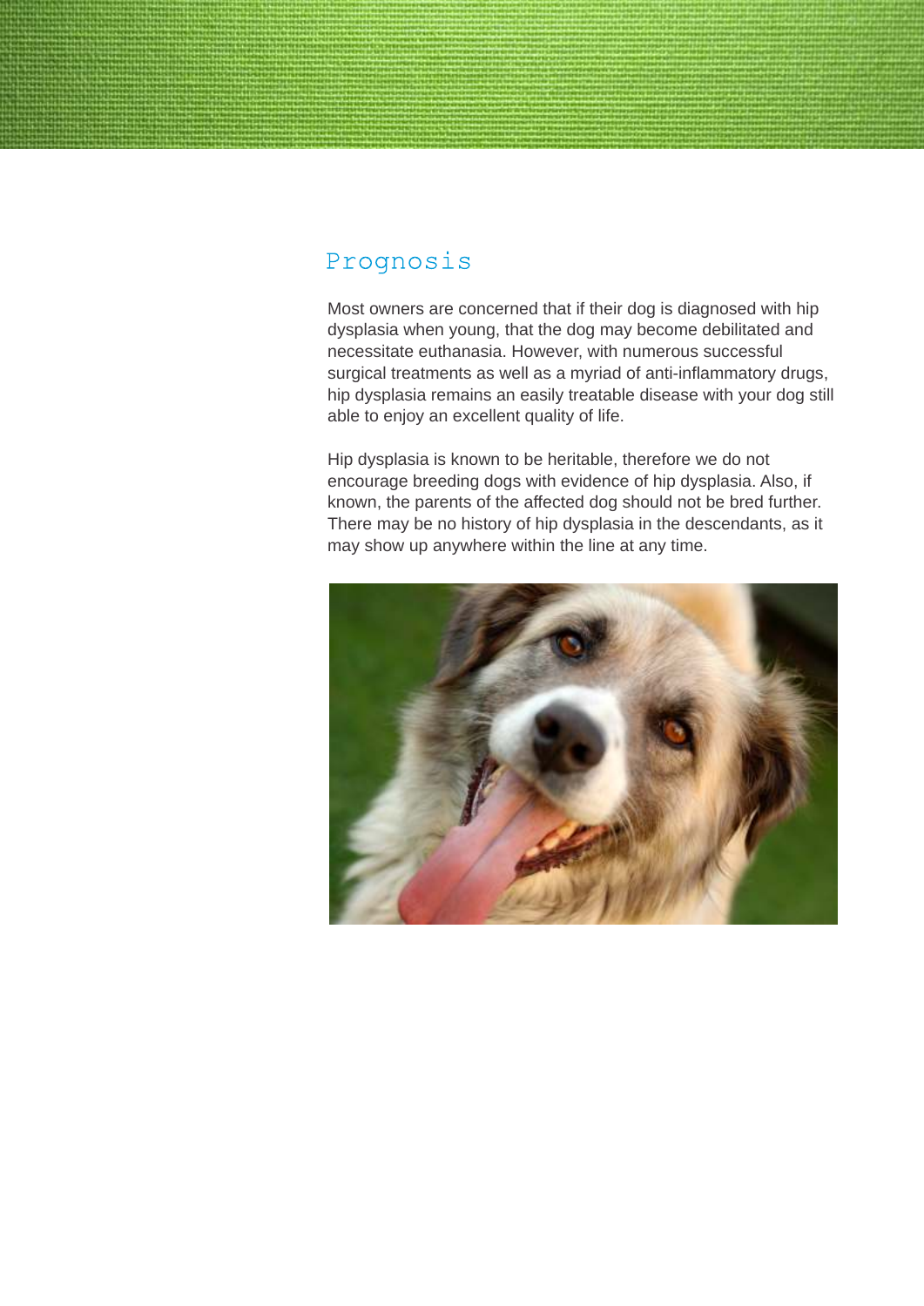## Prognosis

Most owners are concerned that if their dog is diagnosed with hip dysplasia when young, that the dog may become debilitated and necessitate euthanasia. However, with numerous successful surgical treatments as well as a myriad of anti-inflammatory drugs, hip dysplasia remains an easily treatable disease with your dog still able to enjoy an excellent quality of life.

Hip dysplasia is known to be heritable, therefore we do not encourage breeding dogs with evidence of hip dysplasia. Also, if known, the parents of the affected dog should not be bred further. There may be no history of hip dysplasia in the descendants, as it may show up anywhere within the line at any time.